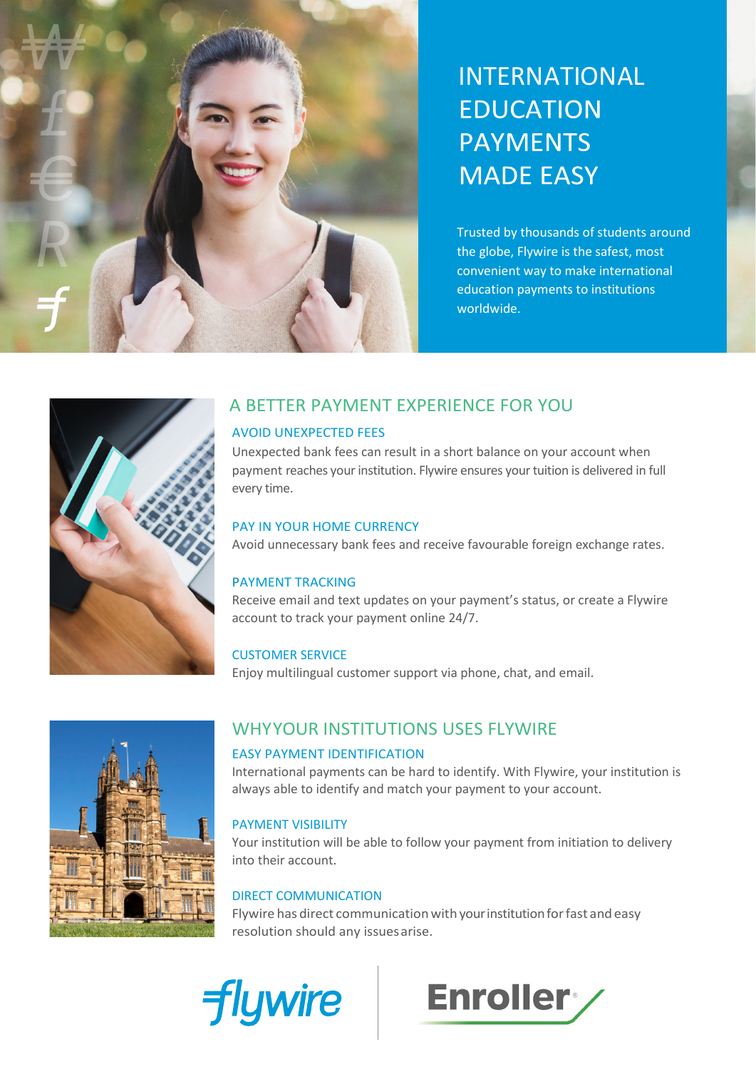# INTERNATIONAL EDUCATION PAYMENTS MADE EASY

Trusted by thousands of students around the globe, Flywire is the safest, most convenient way to make international education payments to institutions worldwide.

## A BETTER PAYMENT EXPERIENCE FOR YOU

### AVOID UNEXPECTED FEES

Unexpected bank fees can result in a short balance on your account when payment reaches your institution. Flywire ensures your tuition is delivered in full every time.

### PAY IN YOUR HOME CURRENCY

Avoid unnecessary bank fees and receive favourable foreign exchange rates.

### PAYMENT TRACKING

Receive email and text updates on your payment's status, or create a Flywire account to track your payment online 24/7.

### CUSTOMER SERVICE

Enjoy multilingual customer support via phone, chat, and email.

## WHYYOUR INSTITUTIONS USES FLYWIRE

### EASY PAYMENT IDENTIFICATION

International payments can be hard to identify. With Flywire, your institution is always able to identify and match your payment to your account.

### PAYMENT VISIBILITY

Your institution will be able to follow your payment from initiation to delivery into their account.

### DIRECT COMMUNICATION

Flywire has direct communication with your institution for fast and easy resolution should any issues arise.

flywire | Enroller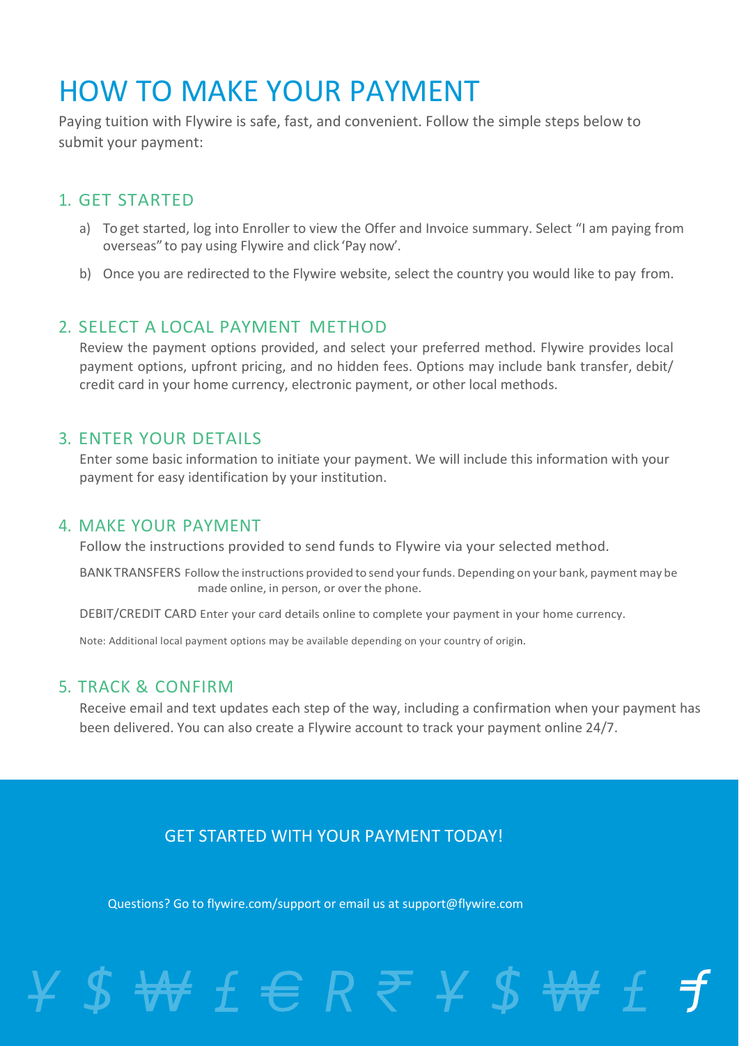# HOW TO MAKE YOUR PAYMENT

Paying tuition with Flywire is safe, fast, and convenient. Follow the simple steps below to submit your payment:

## 1. GET STARTED

a) To get started, log into Enroller to view the Offer and Invoice summary. Select "I am paying from overseas" to pay using Flywire and click 'Pay now'.

b) Once you are redirected to the Flywire website, select the country you would like to pay from.

## 2. SELECT A LOCAL PAYMENT METHOD

Review the payment options provided, and select your preferred method. Flywire provides local payment options, upfront pricing, and no hidden fees. Options may include bank transfer, debit/ credit card in your home currency, electronic payment, or other local methods.

## 3. ENTER YOUR DETAILS

Enter some basic information to initiate your payment. We will include this information with your payment for easy identification by your institution.

## 4. MAKE YOUR PAYMENT

Follow the instructions provided to send funds to Flywire via your selected method.

BANK TRANSFERS Follow the instructions provided to send your funds. Depending on your bank, payment may be made online, in person, or over the phone.

DEBIT/CREDIT CARD Enter your card details online to complete your payment in your home currency.

Note: Additional local payment options may be available depending on your country of origin.

## 5. TRACK & CONFIRM

Receive email and text updates each step of the way, including a confirmation when your payment has been delivered. You can also create a Flywire account to track your payment online 24/7.

GET STARTED WITH YOUR PAYMENT TODAY!

Questions? Go to flywire.com/support or email us at support@flywire.com